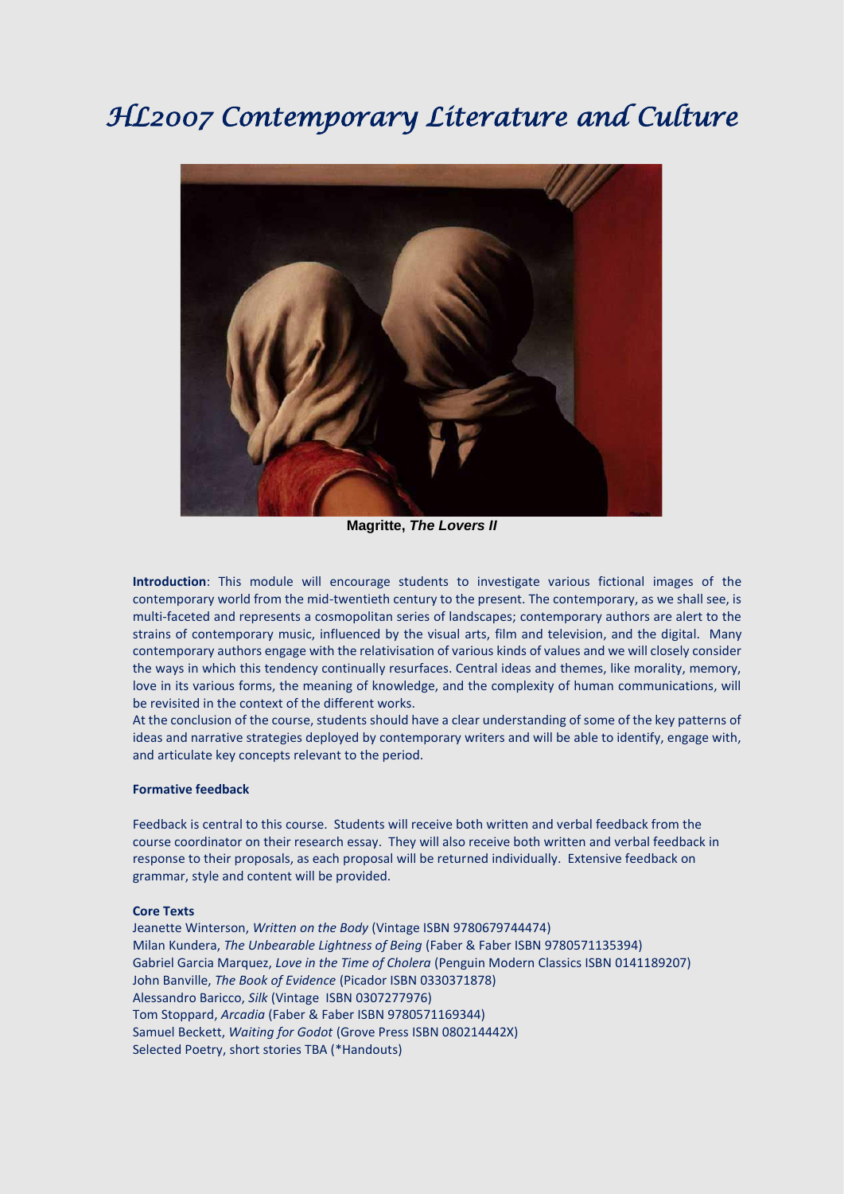# HL2007 Contemporary Literature and Culture

**Magritte, *The Lovers II***

**Introduction**: This module will encourage students to investigate various fictional images of the contemporary world from the mid-twentieth century to the present. The contemporary, as we shall see, is multi-faceted and represents a cosmopolitan series of landscapes; contemporary authors are alert to the strains of contemporary music, influenced by the visual arts, film and television, and the digital. Many contemporary authors engage with the relativisation of various kinds of values and we will closely consider the ways in which this tendency continually resurfaces. Central ideas and themes, like morality, memory, love in its various forms, the meaning of knowledge, and the complexity of human communications, will be revisited in the context of the different works.

At the conclusion of the course, students should have a clear understanding of some of the key patterns of ideas and narrative strategies deployed by contemporary writers and will be able to identify, engage with, and articulate key concepts relevant to the period.

**Formative feedback**

Feedback is central to this course. Students will receive both written and verbal feedback from the course coordinator on their research essay. They will also receive both written and verbal feedback in response to their proposals, as each proposal will be returned individually. Extensive feedback on grammar, style and content will be provided.

**Core Texts**

Jeanette Winterson, *Written on the Body* (Vintage ISBN 9780679744474)
Milan Kundera, *The Unbearable Lightness of Being* (Faber & Faber ISBN 9780571135394)
Gabriel Garcia Marquez, *Love in the Time of Cholera* (Penguin Modern Classics ISBN 0141189207)
John Banville, *The Book of Evidence* (Picador ISBN 0330371878)
Alessandro Baricco, *Silk* (Vintage ISBN 0307277976)
Tom Stoppard, *Arcadia* (Faber & Faber ISBN 9780571169344)
Samuel Beckett, *Waiting for Godot* (Grove Press ISBN 080214442X)
Selected Poetry, short stories TBA (*Handouts)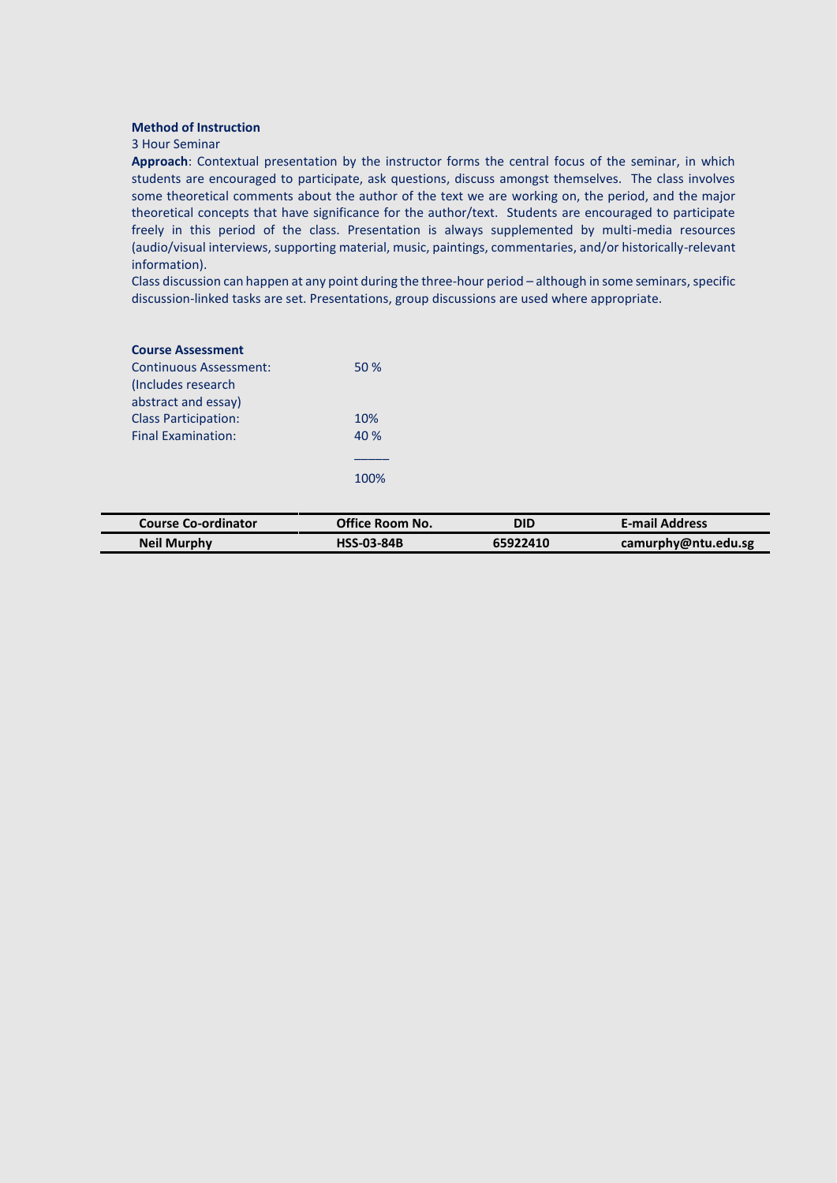**Method of Instruction**

3 Hour Seminar

**Approach**: Contextual presentation by the instructor forms the central focus of the seminar, in which students are encouraged to participate, ask questions, discuss amongst themselves. The class involves some theoretical comments about the author of the text we are working on, the period, and the major theoretical concepts that have significance for the author/text. Students are encouraged to participate freely in this period of the class. Presentation is always supplemented by multi-media resources (audio/visual interviews, supporting material, music, paintings, commentaries, and/or historically-relevant information).

Class discussion can happen at any point during the three-hour period – although in some seminars, specific discussion-linked tasks are set. Presentations, group discussions are used where appropriate.

**Course Assessment**

| | |
|---|---|
| Continuous Assessment: (Includes research abstract and essay) | 50 % |
| Class Participation: | 10% |
| Final Examination: | 40 % |
| | 100% |

| Course Co-ordinator | Office Room No. | DID | E-mail Address |
|---|---|---|---|
| **Neil Murphy** | **HSS-03-84B** | **65922410** | **camurphy@ntu.edu.sg** |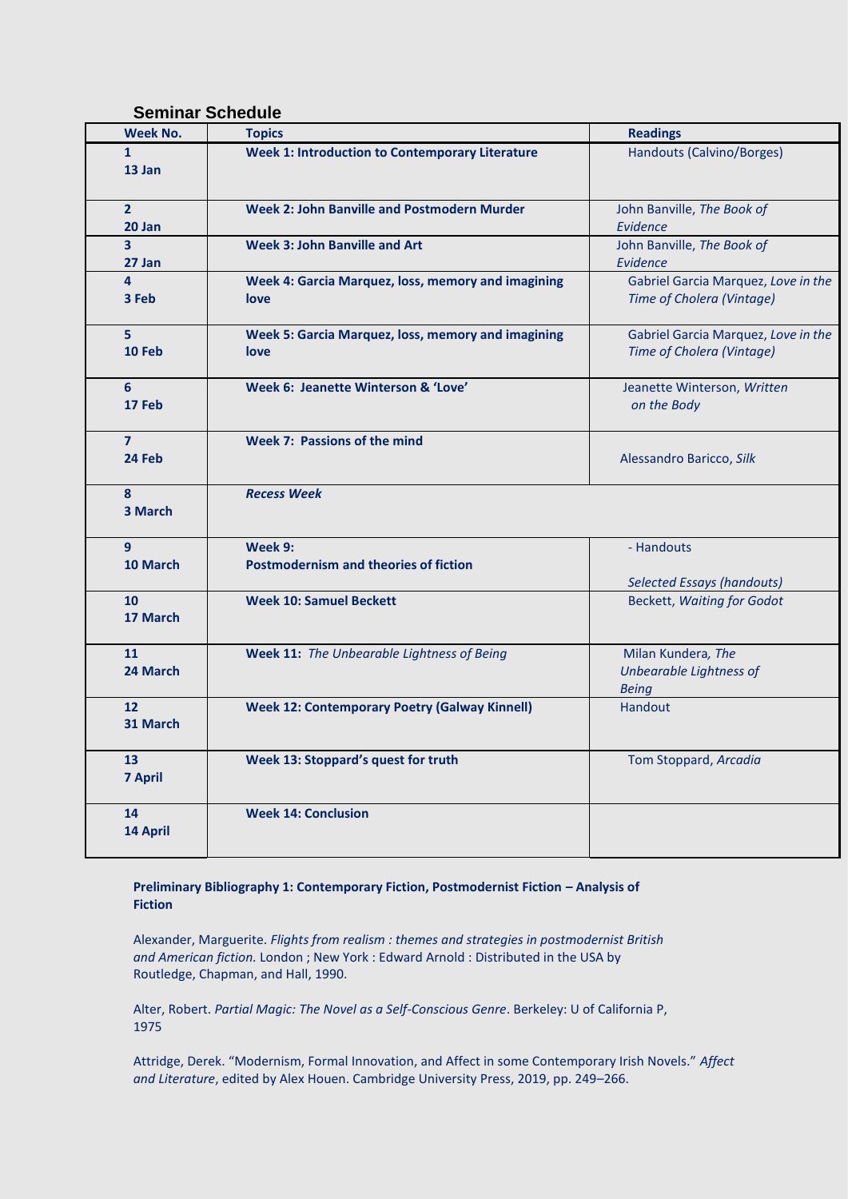## Seminar Schedule

| Week No. | Topics | Readings |
| --- | --- | --- |
| **1**<br>**13 Jan** | **Week 1: Introduction to Contemporary Literature** | Handouts (Calvino/Borges) |
| **2**<br>**20 Jan** | **Week 2: John Banville and Postmodern Murder** | John Banville, *The Book of Evidence* |
| **3**<br>**27 Jan** | **Week 3: John Banville and Art** | John Banville, *The Book of Evidence* |
| **4**<br>**3 Feb** | **Week 4: Garcia Marquez, loss, memory and imagining love** | Gabriel Garcia Marquez, *Love in the Time of Cholera (Vintage)* |
| **5**<br>**10 Feb** | **Week 5: Garcia Marquez, loss, memory and imagining love** | Gabriel Garcia Marquez, *Love in the Time of Cholera (Vintage)* |
| **6**<br>**17 Feb** | **Week 6: Jeanette Winterson & 'Love'** | Jeanette Winterson, *Written on the Body* |
| **7**<br>**24 Feb** | **Week 7: Passions of the mind** | Alessandro Baricco, *Silk* |
| **8**<br>**3 March** | ***Recess Week*** | |
| **9**<br>**10 March** | **Week 9:**<br>**Postmodernism and theories of fiction** | - Handouts<br>*Selected Essays (handouts)* |
| **10**<br>**17 March** | **Week 10: Samuel Beckett** | Beckett, *Waiting for Godot* |
| **11**<br>**24 March** | **Week 11:** *The Unbearable Lightness of Being* | Milan Kundera, *The Unbearable Lightness of Being* |
| **12**<br>**31 March** | **Week 12: Contemporary Poetry (Galway Kinnell)** | Handout |
| **13**<br>**7 April** | **Week 13: Stoppard's quest for truth** | Tom Stoppard, *Arcadia* |
| **14**<br>**14 April** | **Week 14: Conclusion** | |

**Preliminary Bibliography 1: Contemporary Fiction, Postmodernist Fiction – Analysis of Fiction**

Alexander, Marguerite. *Flights from realism : themes and strategies in postmodernist British and American fiction.* London ; New York : Edward Arnold : Distributed in the USA by Routledge, Chapman, and Hall, 1990.

Alter, Robert. *Partial Magic: The Novel as a Self-Conscious Genre*. Berkeley: U of California P, 1975

Attridge, Derek. "Modernism, Formal Innovation, and Affect in some Contemporary Irish Novels." *Affect and Literature*, edited by Alex Houen. Cambridge University Press, 2019, pp. 249–266.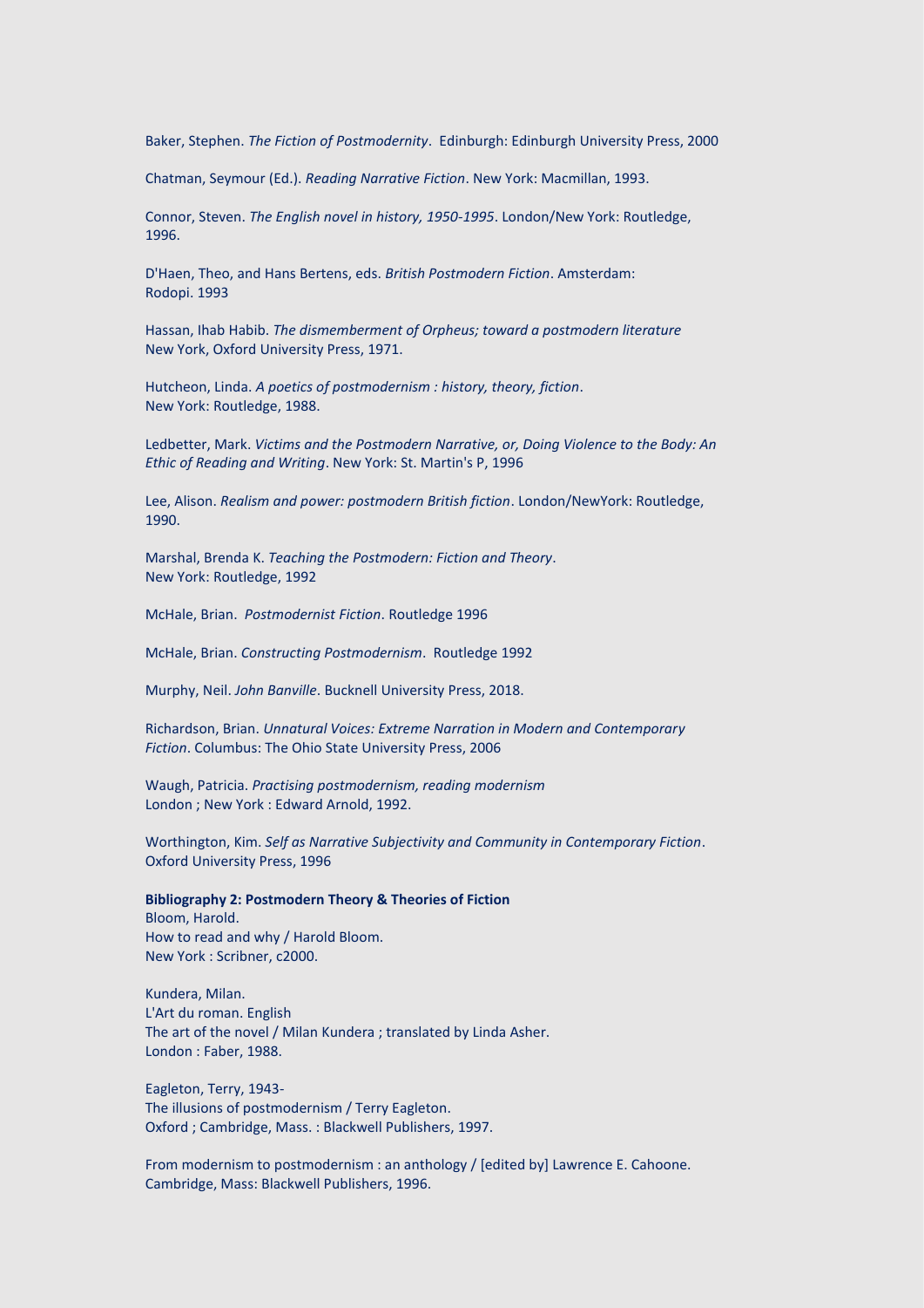Baker, Stephen. *The Fiction of Postmodernity*. Edinburgh: Edinburgh University Press, 2000

Chatman, Seymour (Ed.). *Reading Narrative Fiction*. New York: Macmillan, 1993.

Connor, Steven. *The English novel in history, 1950-1995*. London/New York: Routledge, 1996.

D'Haen, Theo, and Hans Bertens, eds. *British Postmodern Fiction*. Amsterdam: Rodopi. 1993

Hassan, Ihab Habib. *The dismemberment of Orpheus; toward a postmodern literature* New York, Oxford University Press, 1971.

Hutcheon, Linda. *A poetics of postmodernism : history, theory, fiction*. New York: Routledge, 1988.

Ledbetter, Mark. *Victims and the Postmodern Narrative, or, Doing Violence to the Body: An Ethic of Reading and Writing*. New York: St. Martin's P, 1996

Lee, Alison. *Realism and power: postmodern British fiction*. London/NewYork: Routledge, 1990.

Marshal, Brenda K. *Teaching the Postmodern: Fiction and Theory*. New York: Routledge, 1992

McHale, Brian. *Postmodernist Fiction*. Routledge 1996

McHale, Brian. *Constructing Postmodernism*. Routledge 1992

Murphy, Neil. *John Banville*. Bucknell University Press, 2018.

Richardson, Brian. *Unnatural Voices: Extreme Narration in Modern and Contemporary Fiction*. Columbus: The Ohio State University Press, 2006

Waugh, Patricia. *Practising postmodernism, reading modernism* London ; New York : Edward Arnold, 1992.

Worthington, Kim. *Self as Narrative Subjectivity and Community in Contemporary Fiction*. Oxford University Press, 1996

**Bibliography 2: Postmodern Theory & Theories of Fiction**

Bloom, Harold.
How to read and why / Harold Bloom.
New York : Scribner, c2000.

Kundera, Milan.
L'Art du roman. English
The art of the novel / Milan Kundera ; translated by Linda Asher.
London : Faber, 1988.

Eagleton, Terry, 1943-
The illusions of postmodernism / Terry Eagleton.
Oxford ; Cambridge, Mass. : Blackwell Publishers, 1997.

From modernism to postmodernism : an anthology / [edited by] Lawrence E. Cahoone.
Cambridge, Mass: Blackwell Publishers, 1996.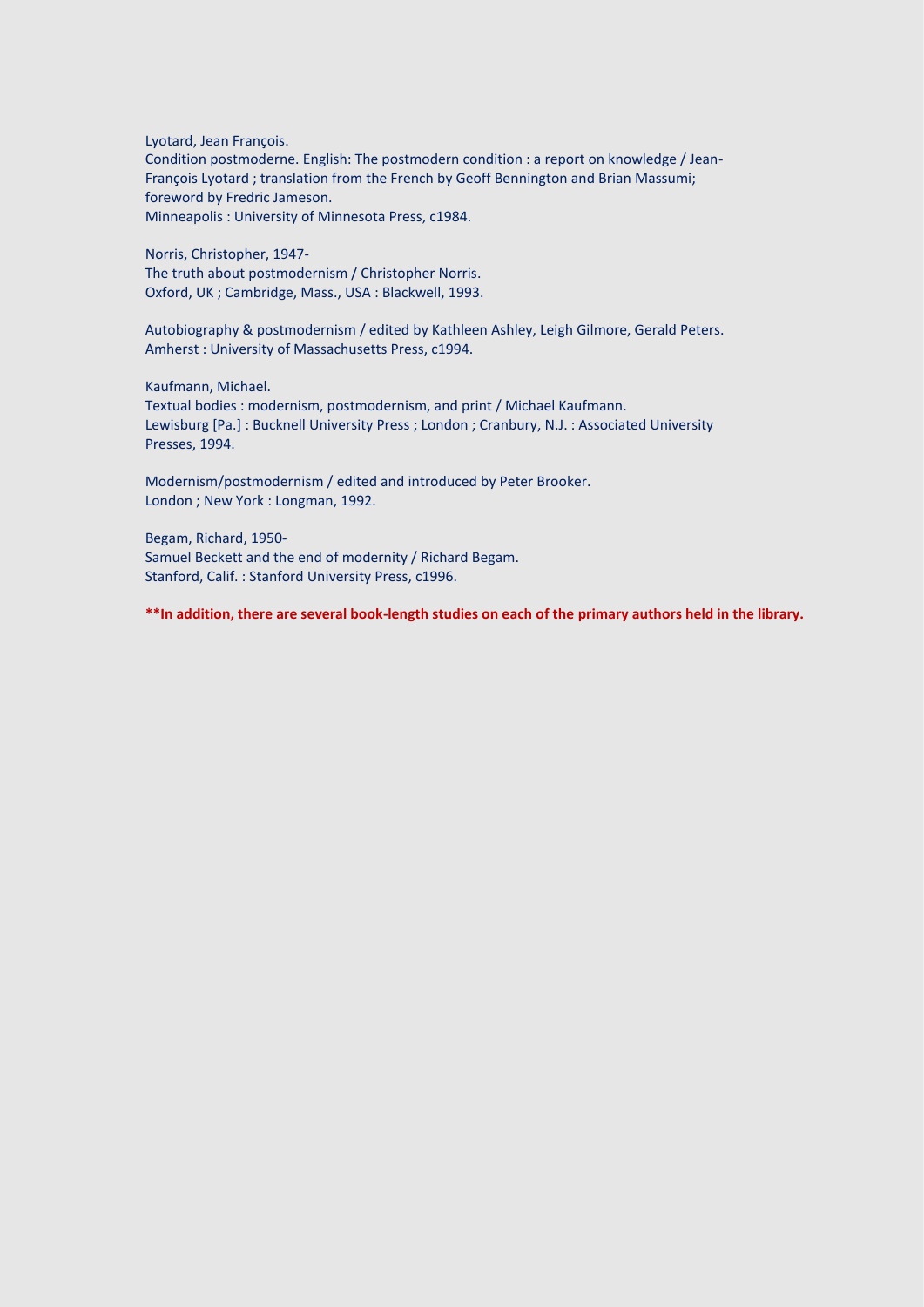Lyotard, Jean François.
Condition postmoderne. English: The postmodern condition : a report on knowledge / Jean-François Lyotard ; translation from the French by Geoff Bennington and Brian Massumi; foreword by Fredric Jameson.
Minneapolis : University of Minnesota Press, c1984.

Norris, Christopher, 1947-
The truth about postmodernism / Christopher Norris.
Oxford, UK ; Cambridge, Mass., USA : Blackwell, 1993.

Autobiography & postmodernism / edited by Kathleen Ashley, Leigh Gilmore, Gerald Peters.
Amherst : University of Massachusetts Press, c1994.

Kaufmann, Michael.
Textual bodies : modernism, postmodernism, and print / Michael Kaufmann.
Lewisburg [Pa.] : Bucknell University Press ; London ; Cranbury, N.J. : Associated University Presses, 1994.

Modernism/postmodernism / edited and introduced by Peter Brooker.
London ; New York : Longman, 1992.

Begam, Richard, 1950-
Samuel Beckett and the end of modernity / Richard Begam.
Stanford, Calif. : Stanford University Press, c1996.

**\*\*In addition, there are several book-length studies on each of the primary authors held in the library.**